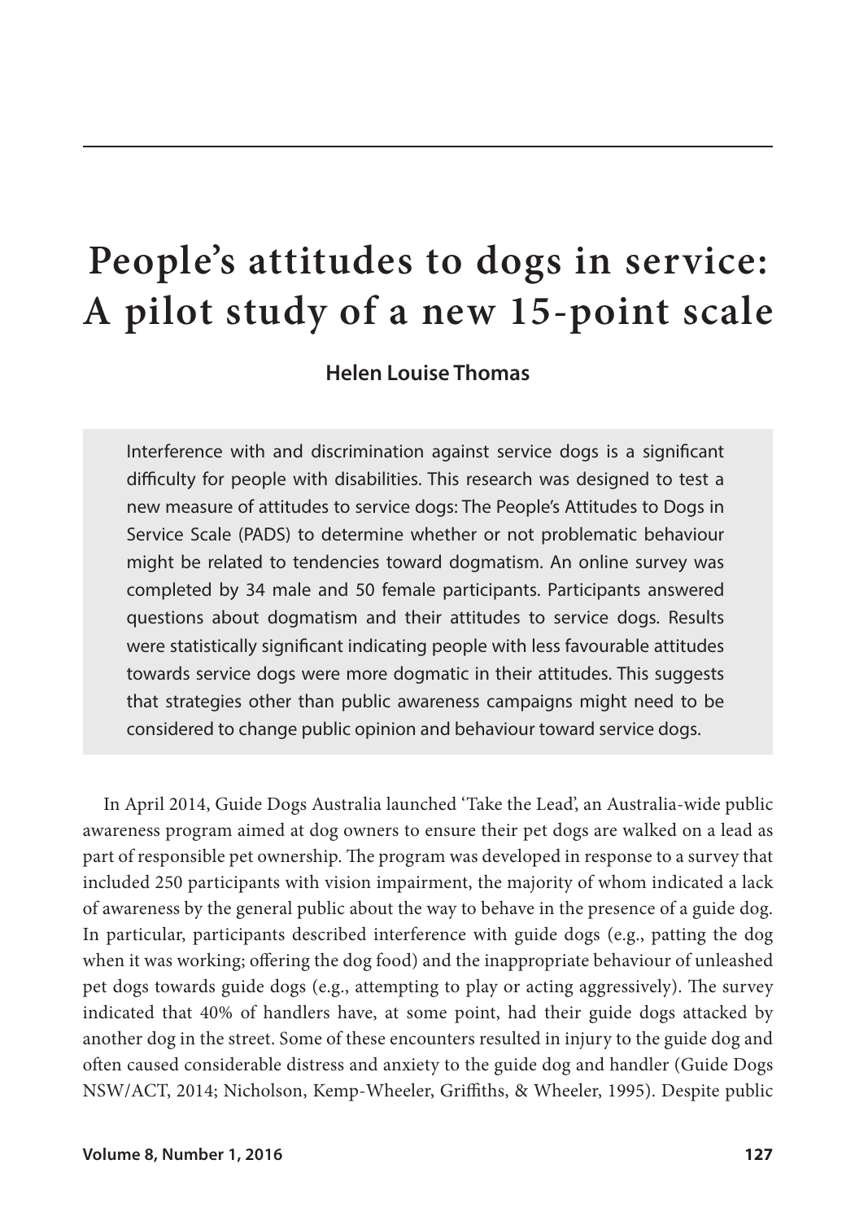# People's attitudes to dogs in service: A pilot study of a new 15-point scale

**Helen Louise Thomas**

Interference with and discrimination against service dogs is a significant difficulty for people with disabilities. This research was designed to test a new measure of attitudes to service dogs: The People's Attitudes to Dogs in Service Scale (PADS) to determine whether or not problematic behaviour might be related to tendencies toward dogmatism. An online survey was completed by 34 male and 50 female participants. Participants answered questions about dogmatism and their attitudes to service dogs. Results were statistically significant indicating people with less favourable attitudes towards service dogs were more dogmatic in their attitudes. This suggests that strategies other than public awareness campaigns might need to be considered to change public opinion and behaviour toward service dogs.

In April 2014, Guide Dogs Australia launched 'Take the Lead', an Australia-wide public awareness program aimed at dog owners to ensure their pet dogs are walked on a lead as part of responsible pet ownership. The program was developed in response to a survey that included 250 participants with vision impairment, the majority of whom indicated a lack of awareness by the general public about the way to behave in the presence of a guide dog. In particular, participants described interference with guide dogs (e.g., patting the dog when it was working; offering the dog food) and the inappropriate behaviour of unleashed pet dogs towards guide dogs (e.g., attempting to play or acting aggressively). The survey indicated that 40% of handlers have, at some point, had their guide dogs attacked by another dog in the street. Some of these encounters resulted in injury to the guide dog and often caused considerable distress and anxiety to the guide dog and handler (Guide Dogs NSW/ACT, 2014; Nicholson, Kemp-Wheeler, Griffiths, & Wheeler, 1995). Despite public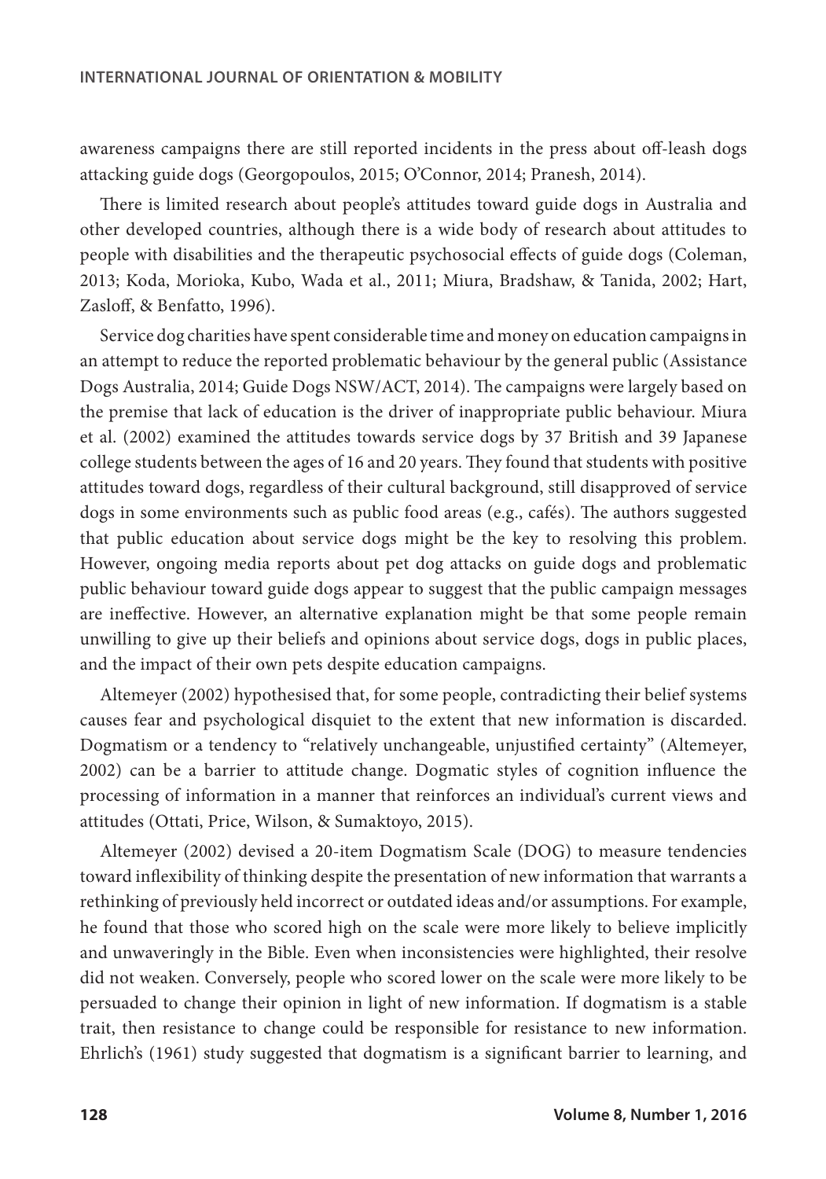awareness campaigns there are still reported incidents in the press about off-leash dogs attacking guide dogs (Georgopoulos, 2015; O'Connor, 2014; Pranesh, 2014).

There is limited research about people's attitudes toward guide dogs in Australia and other developed countries, although there is a wide body of research about attitudes to people with disabilities and the therapeutic psychosocial effects of guide dogs (Coleman, 2013; Koda, Morioka, Kubo, Wada et al., 2011; Miura, Bradshaw, & Tanida, 2002; Hart, Zasloff, & Benfatto, 1996).

Service dog charities have spent considerable time and money on education campaigns in an attempt to reduce the reported problematic behaviour by the general public (Assistance Dogs Australia, 2014; Guide Dogs NSW/ACT, 2014). The campaigns were largely based on the premise that lack of education is the driver of inappropriate public behaviour. Miura et al. (2002) examined the attitudes towards service dogs by 37 British and 39 Japanese college students between the ages of 16 and 20 years. They found that students with positive attitudes toward dogs, regardless of their cultural background, still disapproved of service dogs in some environments such as public food areas (e.g., cafés). The authors suggested that public education about service dogs might be the key to resolving this problem. However, ongoing media reports about pet dog attacks on guide dogs and problematic public behaviour toward guide dogs appear to suggest that the public campaign messages are ineffective. However, an alternative explanation might be that some people remain unwilling to give up their beliefs and opinions about service dogs, dogs in public places, and the impact of their own pets despite education campaigns.

Altemeyer (2002) hypothesised that, for some people, contradicting their belief systems causes fear and psychological disquiet to the extent that new information is discarded. Dogmatism or a tendency to "relatively unchangeable, unjustified certainty" (Altemeyer, 2002) can be a barrier to attitude change. Dogmatic styles of cognition influence the processing of information in a manner that reinforces an individual's current views and attitudes (Ottati, Price, Wilson, & Sumaktoyo, 2015).

Altemeyer (2002) devised a 20-item Dogmatism Scale (DOG) to measure tendencies toward inflexibility of thinking despite the presentation of new information that warrants a rethinking of previously held incorrect or outdated ideas and/or assumptions. For example, he found that those who scored high on the scale were more likely to believe implicitly and unwaveringly in the Bible. Even when inconsistencies were highlighted, their resolve did not weaken. Conversely, people who scored lower on the scale were more likely to be persuaded to change their opinion in light of new information. If dogmatism is a stable trait, then resistance to change could be responsible for resistance to new information. Ehrlich's (1961) study suggested that dogmatism is a significant barrier to learning, and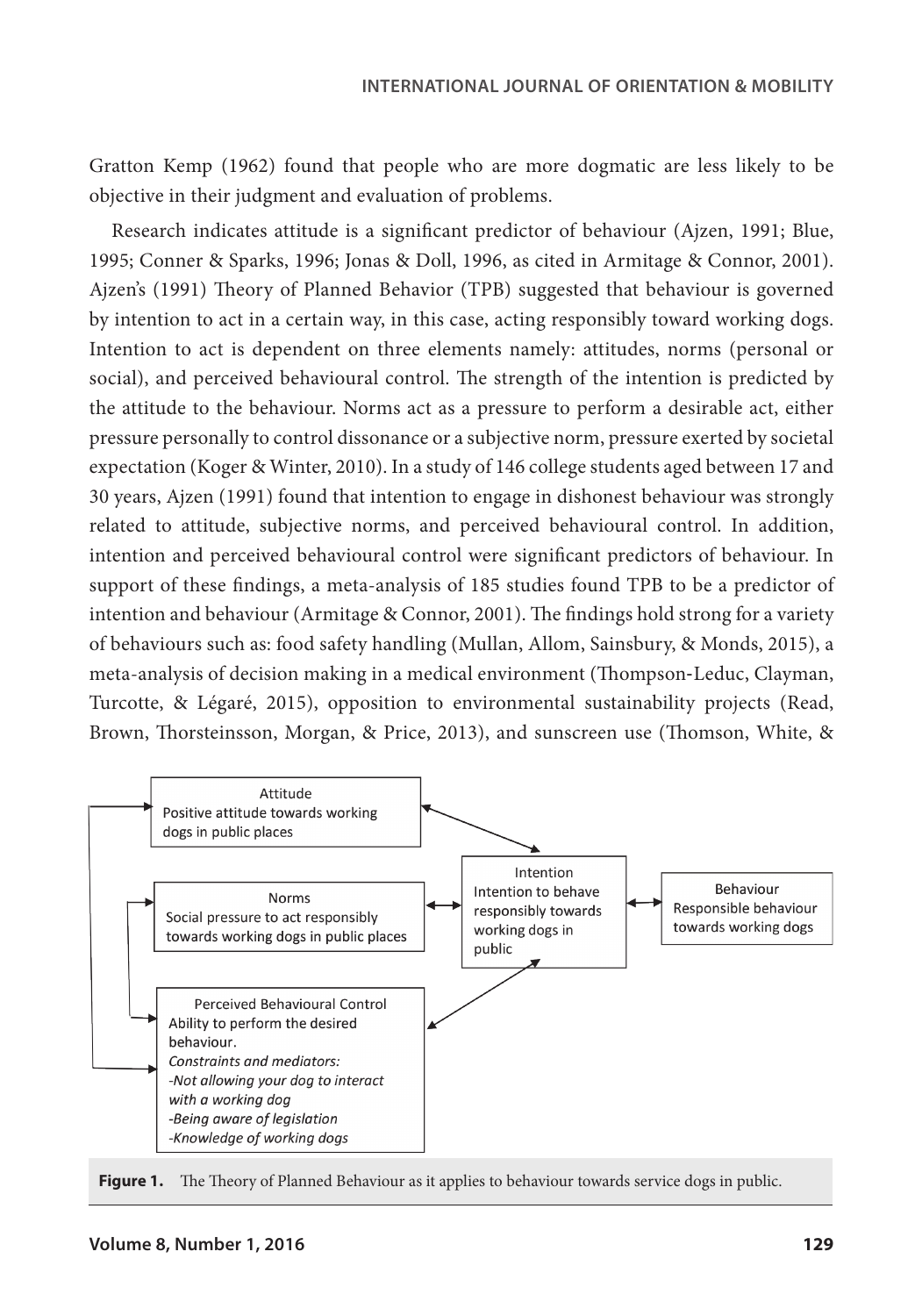Gratton Kemp (1962) found that people who are more dogmatic are less likely to be objective in their judgment and evaluation of problems.

Research indicates attitude is a significant predictor of behaviour (Ajzen, 1991; Blue, 1995; Conner & Sparks, 1996; Jonas & Doll, 1996, as cited in Armitage & Connor, 2001). Ajzen's (1991) Theory of Planned Behavior (TPB) suggested that behaviour is governed by intention to act in a certain way, in this case, acting responsibly toward working dogs. Intention to act is dependent on three elements namely: attitudes, norms (personal or social), and perceived behavioural control. The strength of the intention is predicted by the attitude to the behaviour. Norms act as a pressure to perform a desirable act, either pressure personally to control dissonance or a subjective norm, pressure exerted by societal expectation (Koger & Winter, 2010). In a study of 146 college students aged between 17 and 30 years, Ajzen (1991) found that intention to engage in dishonest behaviour was strongly related to attitude, subjective norms, and perceived behavioural control. In addition, intention and perceived behavioural control were significant predictors of behaviour. In support of these findings, a meta-analysis of 185 studies found TPB to be a predictor of intention and behaviour (Armitage & Connor, 2001). The findings hold strong for a variety of behaviours such as: food safety handling (Mullan, Allom, Sainsbury, & Monds, 2015), a meta-analysis of decision making in a medical environment (Thompson-Leduc, Clayman, Turcotte, & Légaré, 2015), opposition to environmental sustainability projects (Read, Brown, Thorsteinsson, Morgan, & Price, 2013), and sunscreen use (Thomson, White, &

**Figure 1.** The Theory of Planned Behaviour as it applies to behaviour towards service dogs in public.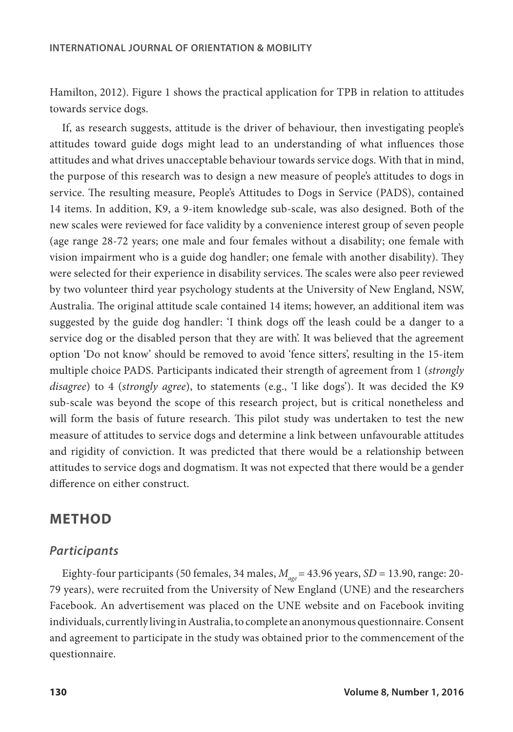Hamilton, 2012). Figure 1 shows the practical application for TPB in relation to attitudes towards service dogs.

If, as research suggests, attitude is the driver of behaviour, then investigating people's attitudes toward guide dogs might lead to an understanding of what influences those attitudes and what drives unacceptable behaviour towards service dogs. With that in mind, the purpose of this research was to design a new measure of people's attitudes to dogs in service. The resulting measure, People's Attitudes to Dogs in Service (PADS), contained 14 items. In addition, K9, a 9-item knowledge sub-scale, was also designed. Both of the new scales were reviewed for face validity by a convenience interest group of seven people (age range 28-72 years; one male and four females without a disability; one female with vision impairment who is a guide dog handler; one female with another disability). They were selected for their experience in disability services. The scales were also peer reviewed by two volunteer third year psychology students at the University of New England, NSW, Australia. The original attitude scale contained 14 items; however, an additional item was suggested by the guide dog handler: 'I think dogs off the leash could be a danger to a service dog or the disabled person that they are with'. It was believed that the agreement option 'Do not know' should be removed to avoid 'fence sitters', resulting in the 15-item multiple choice PADS. Participants indicated their strength of agreement from 1 (*strongly disagree*) to 4 (*strongly agree*), to statements (e.g., 'I like dogs'). It was decided the K9 sub-scale was beyond the scope of this research project, but is critical nonetheless and will form the basis of future research. This pilot study was undertaken to test the new measure of attitudes to service dogs and determine a link between unfavourable attitudes and rigidity of conviction. It was predicted that there would be a relationship between attitudes to service dogs and dogmatism. It was not expected that there would be a gender difference on either construct.

## METHOD

### *Participants*

Eighty-four participants (50 females, 34 males, $M_{age}$ = 43.96 years, *SD* = 13.90, range: 20-79 years), were recruited from the University of New England (UNE) and the researchers Facebook. An advertisement was placed on the UNE website and on Facebook inviting individuals, currently living in Australia, to complete an anonymous questionnaire. Consent and agreement to participate in the study was obtained prior to the commencement of the questionnaire.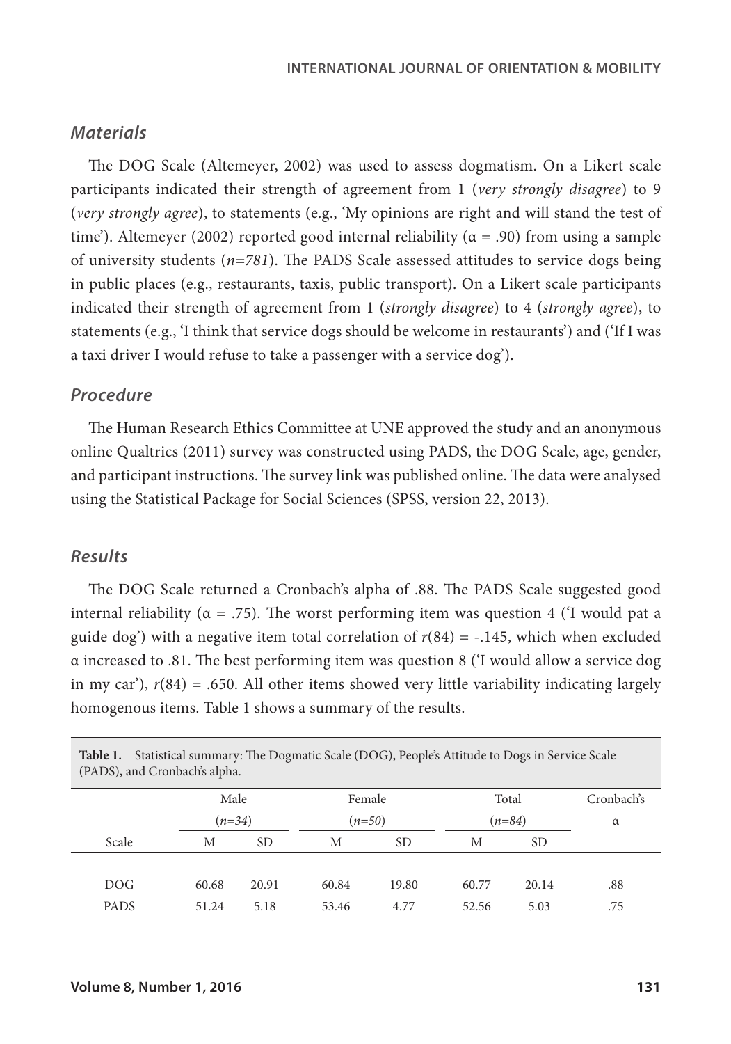### *Materials*

The DOG Scale (Altemeyer, 2002) was used to assess dogmatism. On a Likert scale participants indicated their strength of agreement from 1 (*very strongly disagree*) to 9 (*very strongly agree*), to statements (e.g., 'My opinions are right and will stand the test of time'). Altemeyer (2002) reported good internal reliability ($\alpha = .90$) from using a sample of university students (*n=781*). The PADS Scale assessed attitudes to service dogs being in public places (e.g., restaurants, taxis, public transport). On a Likert scale participants indicated their strength of agreement from 1 (*strongly disagree*) to 4 (*strongly agree*), to statements (e.g., 'I think that service dogs should be welcome in restaurants') and ('If I was a taxi driver I would refuse to take a passenger with a service dog').

### *Procedure*

The Human Research Ethics Committee at UNE approved the study and an anonymous online Qualtrics (2011) survey was constructed using PADS, the DOG Scale, age, gender, and participant instructions. The survey link was published online. The data were analysed using the Statistical Package for Social Sciences (SPSS, version 22, 2013).

### *Results*

The DOG Scale returned a Cronbach's alpha of .88. The PADS Scale suggested good internal reliability ($\alpha = .75$). The worst performing item was question 4 ('I would pat a guide dog') with a negative item total correlation of $r(84) = -.145$, which when excluded $\alpha$ increased to .81. The best performing item was question 8 ('I would allow a service dog in my car'), $r(84) = .650$. All other items showed very little variability indicating largely homogenous items. Table 1 shows a summary of the results.

**Table 1.** Statistical summary: The Dogmatic Scale (DOG), People's Attitude to Dogs in Service Scale (PADS), and Cronbach's alpha.

| | Male (*n=34*) | | Female (*n=50*) | | Total (*n=84*) | | Cronbach's $\alpha$ |
|---|---|---|---|---|---|---|---|
| Scale | M | SD | M | SD | M | SD | |
| DOG | 60.68 | 20.91 | 60.84 | 19.80 | 60.77 | 20.14 | .88 |
| PADS | 51.24 | 5.18 | 53.46 | 4.77 | 52.56 | 5.03 | .75 |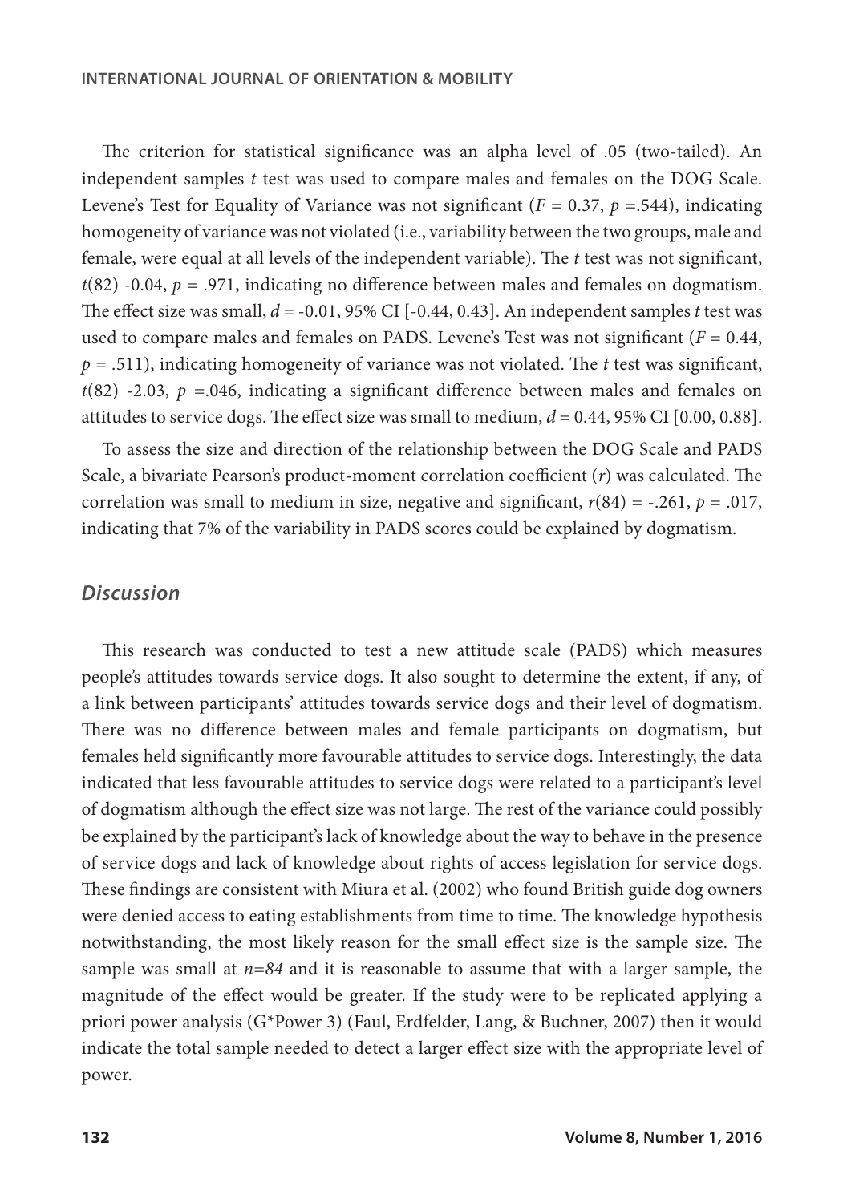The criterion for statistical significance was an alpha level of .05 (two-tailed). An independent samples *t* test was used to compare males and females on the DOG Scale. Levene's Test for Equality of Variance was not significant ($F = 0.37$, $p = .544$), indicating homogeneity of variance was not violated (i.e., variability between the two groups, male and female, were equal at all levels of the independent variable). The *t* test was not significant, $t(82)$ -0.04, $p = .971$, indicating no difference between males and females on dogmatism. The effect size was small, $d = -0.01$, 95% CI [-0.44, 0.43]. An independent samples *t* test was used to compare males and females on PADS. Levene's Test was not significant ($F = 0.44$, $p = .511$), indicating homogeneity of variance was not violated. The *t* test was significant, $t(82)$ -2.03, $p = .046$, indicating a significant difference between males and females on attitudes to service dogs. The effect size was small to medium, $d = 0.44$, 95% CI [0.00, 0.88].

To assess the size and direction of the relationship between the DOG Scale and PADS Scale, a bivariate Pearson's product-moment correlation coefficient ($r$) was calculated. The correlation was small to medium in size, negative and significant, $r(84) = -.261$, $p = .017$, indicating that 7% of the variability in PADS scores could be explained by dogmatism.

## *Discussion*

This research was conducted to test a new attitude scale (PADS) which measures people's attitudes towards service dogs. It also sought to determine the extent, if any, of a link between participants' attitudes towards service dogs and their level of dogmatism. There was no difference between males and female participants on dogmatism, but females held significantly more favourable attitudes to service dogs. Interestingly, the data indicated that less favourable attitudes to service dogs were related to a participant's level of dogmatism although the effect size was not large. The rest of the variance could possibly be explained by the participant's lack of knowledge about the way to behave in the presence of service dogs and lack of knowledge about rights of access legislation for service dogs. These findings are consistent with Miura et al. (2002) who found British guide dog owners were denied access to eating establishments from time to time. The knowledge hypothesis notwithstanding, the most likely reason for the small effect size is the sample size. The sample was small at $n=84$ and it is reasonable to assume that with a larger sample, the magnitude of the effect would be greater. If the study were to be replicated applying a priori power analysis (G*Power 3) (Faul, Erdfelder, Lang, & Buchner, 2007) then it would indicate the total sample needed to detect a larger effect size with the appropriate level of power.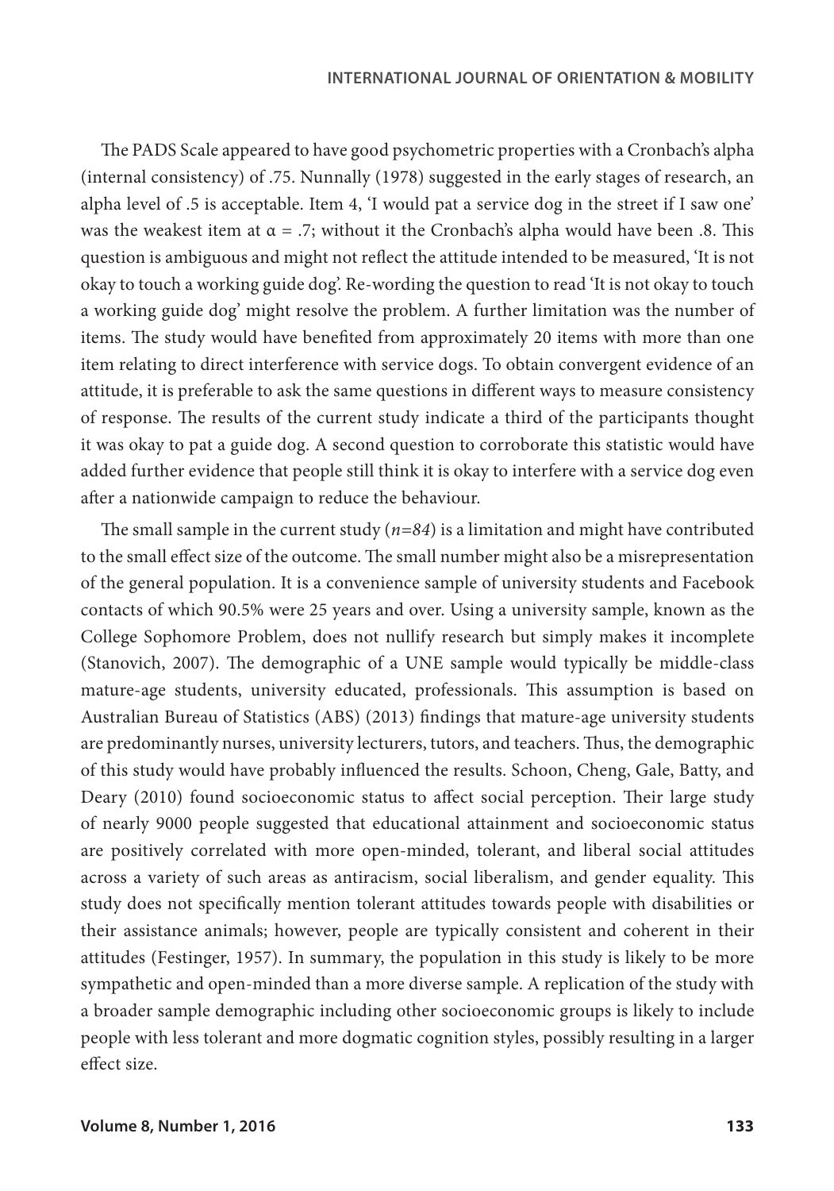The PADS Scale appeared to have good psychometric properties with a Cronbach's alpha (internal consistency) of .75. Nunnally (1978) suggested in the early stages of research, an alpha level of .5 is acceptable. Item 4, 'I would pat a service dog in the street if I saw one' was the weakest item at $\alpha = .7$; without it the Cronbach's alpha would have been .8. This question is ambiguous and might not reflect the attitude intended to be measured, 'It is not okay to touch a working guide dog'. Re-wording the question to read 'It is not okay to touch a working guide dog' might resolve the problem. A further limitation was the number of items. The study would have benefited from approximately 20 items with more than one item relating to direct interference with service dogs. To obtain convergent evidence of an attitude, it is preferable to ask the same questions in different ways to measure consistency of response. The results of the current study indicate a third of the participants thought it was okay to pat a guide dog. A second question to corroborate this statistic would have added further evidence that people still think it is okay to interfere with a service dog even after a nationwide campaign to reduce the behaviour.

The small sample in the current study ($n=84$) is a limitation and might have contributed to the small effect size of the outcome. The small number might also be a misrepresentation of the general population. It is a convenience sample of university students and Facebook contacts of which 90.5% were 25 years and over. Using a university sample, known as the College Sophomore Problem, does not nullify research but simply makes it incomplete (Stanovich, 2007). The demographic of a UNE sample would typically be middle-class mature-age students, university educated, professionals. This assumption is based on Australian Bureau of Statistics (ABS) (2013) findings that mature-age university students are predominantly nurses, university lecturers, tutors, and teachers. Thus, the demographic of this study would have probably influenced the results. Schoon, Cheng, Gale, Batty, and Deary (2010) found socioeconomic status to affect social perception. Their large study of nearly 9000 people suggested that educational attainment and socioeconomic status are positively correlated with more open-minded, tolerant, and liberal social attitudes across a variety of such areas as antiracism, social liberalism, and gender equality. This study does not specifically mention tolerant attitudes towards people with disabilities or their assistance animals; however, people are typically consistent and coherent in their attitudes (Festinger, 1957). In summary, the population in this study is likely to be more sympathetic and open-minded than a more diverse sample. A replication of the study with a broader sample demographic including other socioeconomic groups is likely to include people with less tolerant and more dogmatic cognition styles, possibly resulting in a larger effect size.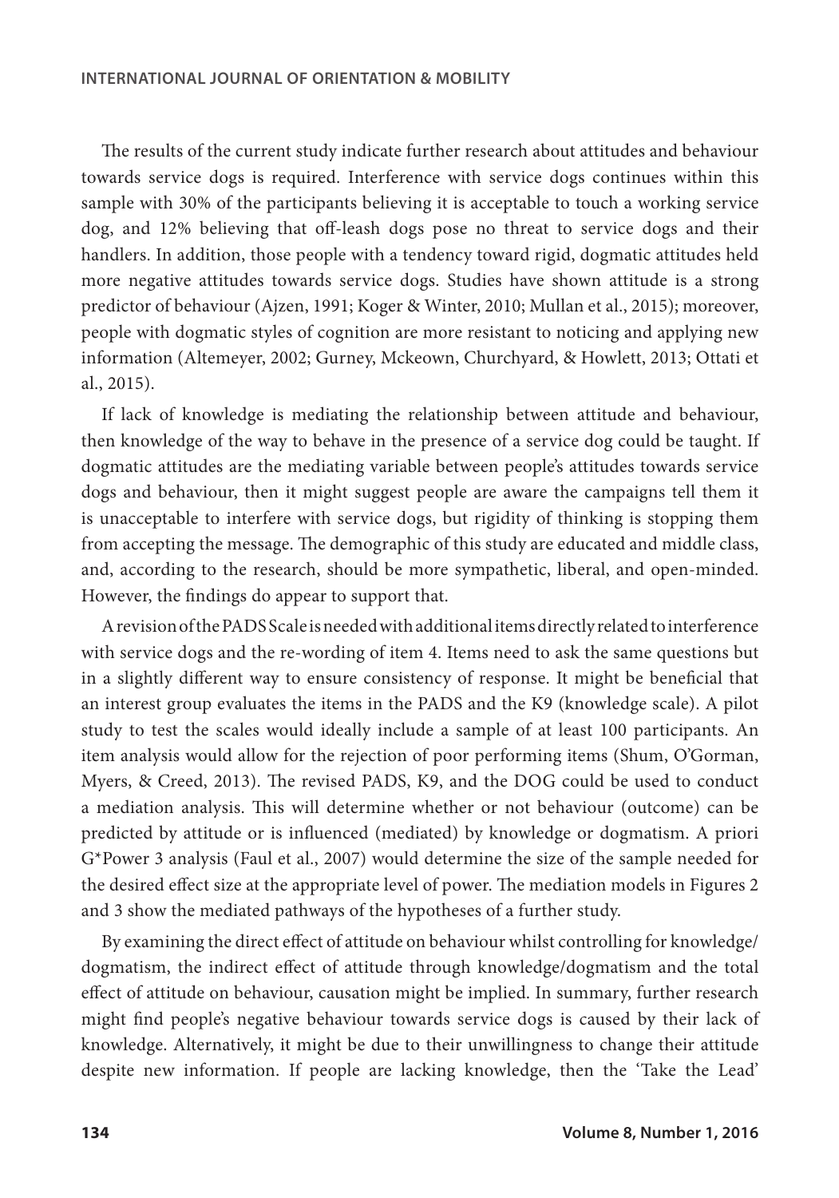The results of the current study indicate further research about attitudes and behaviour towards service dogs is required. Interference with service dogs continues within this sample with 30% of the participants believing it is acceptable to touch a working service dog, and 12% believing that off-leash dogs pose no threat to service dogs and their handlers. In addition, those people with a tendency toward rigid, dogmatic attitudes held more negative attitudes towards service dogs. Studies have shown attitude is a strong predictor of behaviour (Ajzen, 1991; Koger & Winter, 2010; Mullan et al., 2015); moreover, people with dogmatic styles of cognition are more resistant to noticing and applying new information (Altemeyer, 2002; Gurney, Mckeown, Churchyard, & Howlett, 2013; Ottati et al., 2015).

If lack of knowledge is mediating the relationship between attitude and behaviour, then knowledge of the way to behave in the presence of a service dog could be taught. If dogmatic attitudes are the mediating variable between people's attitudes towards service dogs and behaviour, then it might suggest people are aware the campaigns tell them it is unacceptable to interfere with service dogs, but rigidity of thinking is stopping them from accepting the message. The demographic of this study are educated and middle class, and, according to the research, should be more sympathetic, liberal, and open-minded. However, the findings do appear to support that.

A revision of the PADS Scale is needed with additional items directly related to interference with service dogs and the re-wording of item 4. Items need to ask the same questions but in a slightly different way to ensure consistency of response. It might be beneficial that an interest group evaluates the items in the PADS and the K9 (knowledge scale). A pilot study to test the scales would ideally include a sample of at least 100 participants. An item analysis would allow for the rejection of poor performing items (Shum, O'Gorman, Myers, & Creed, 2013). The revised PADS, K9, and the DOG could be used to conduct a mediation analysis. This will determine whether or not behaviour (outcome) can be predicted by attitude or is influenced (mediated) by knowledge or dogmatism. A priori G*Power 3 analysis (Faul et al., 2007) would determine the size of the sample needed for the desired effect size at the appropriate level of power. The mediation models in Figures 2 and 3 show the mediated pathways of the hypotheses of a further study.

By examining the direct effect of attitude on behaviour whilst controlling for knowledge/dogmatism, the indirect effect of attitude through knowledge/dogmatism and the total effect of attitude on behaviour, causation might be implied. In summary, further research might find people's negative behaviour towards service dogs is caused by their lack of knowledge. Alternatively, it might be due to their unwillingness to change their attitude despite new information. If people are lacking knowledge, then the 'Take the Lead'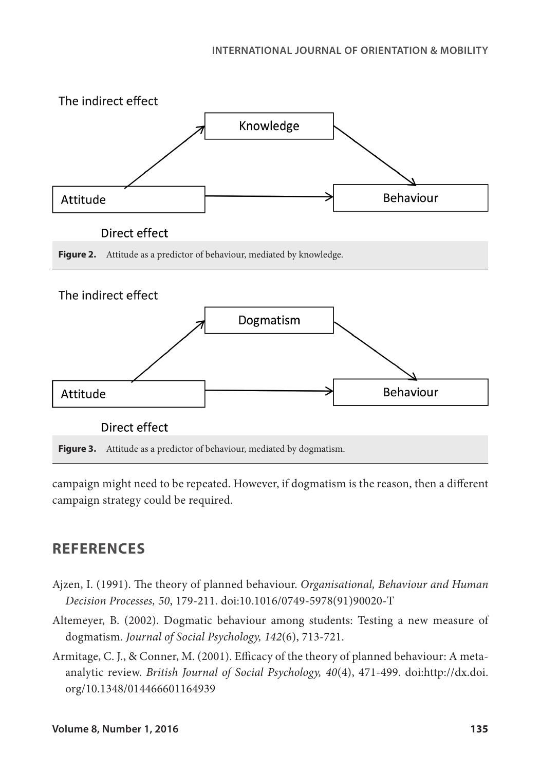The indirect effect

Knowledge

Attitude → Behaviour

Direct effect

**Figure 2.** Attitude as a predictor of behaviour, mediated by knowledge.

The indirect effect

Dogmatism

Attitude → Behaviour

Direct effect

**Figure 3.** Attitude as a predictor of behaviour, mediated by dogmatism.

campaign might need to be repeated. However, if dogmatism is the reason, then a different campaign strategy could be required.

## REFERENCES

Ajzen, I. (1991). The theory of planned behaviour. *Organisational, Behaviour and Human Decision Processes, 50*, 179-211. doi:10.1016/0749-5978(91)90020-T

Altemeyer, B. (2002). Dogmatic behaviour among students: Testing a new measure of dogmatism. *Journal of Social Psychology, 142*(6), 713-721.

Armitage, C. J., & Conner, M. (2001). Efficacy of the theory of planned behaviour: A meta-analytic review. *British Journal of Social Psychology, 40*(4), 471-499. doi:http://dx.doi.org/10.1348/014466601164939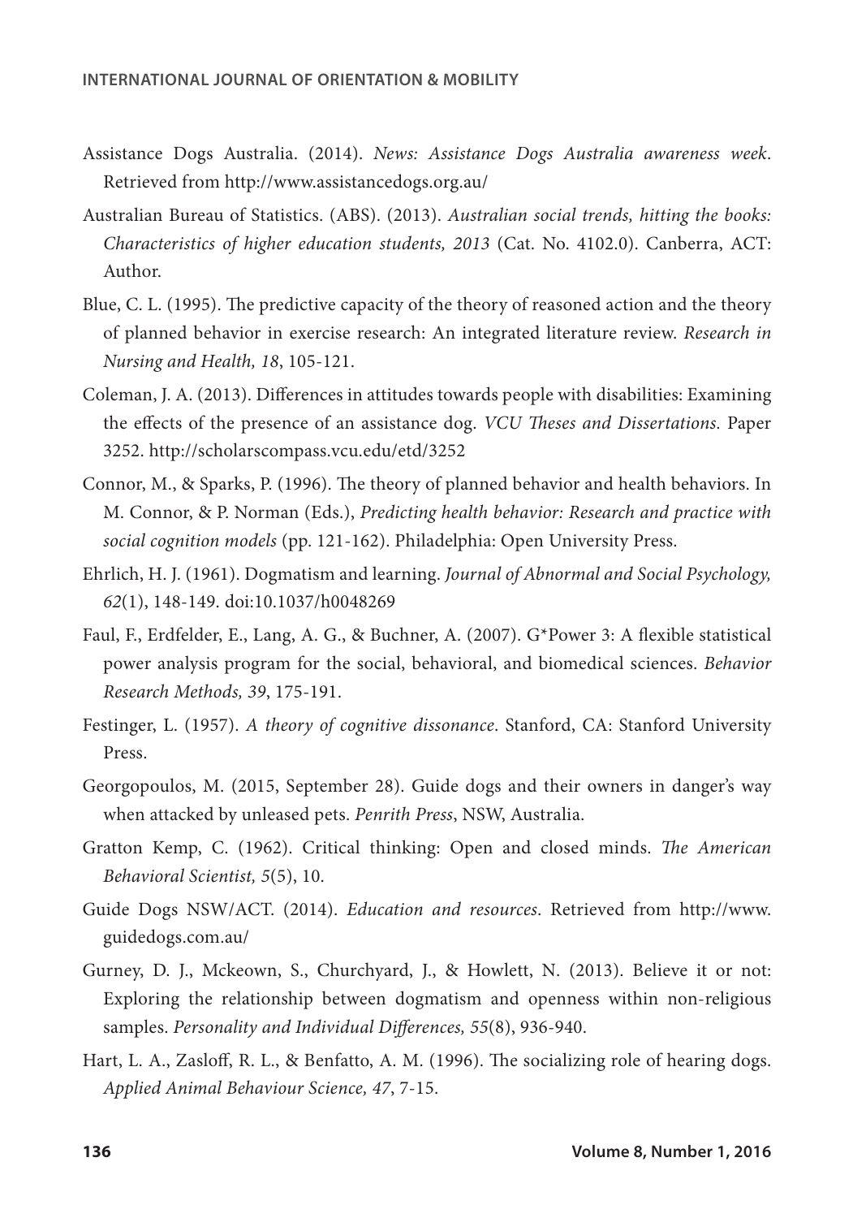Assistance Dogs Australia. (2014). *News: Assistance Dogs Australia awareness week*. Retrieved from http://www.assistancedogs.org.au/

Australian Bureau of Statistics. (ABS). (2013). *Australian social trends, hitting the books: Characteristics of higher education students, 2013* (Cat. No. 4102.0). Canberra, ACT: Author.

Blue, C. L. (1995). The predictive capacity of the theory of reasoned action and the theory of planned behavior in exercise research: An integrated literature review. *Research in Nursing and Health, 18*, 105-121.

Coleman, J. A. (2013). Differences in attitudes towards people with disabilities: Examining the effects of the presence of an assistance dog. *VCU Theses and Dissertations.* Paper 3252. http://scholarscompass.vcu.edu/etd/3252

Connor, M., & Sparks, P. (1996). The theory of planned behavior and health behaviors. In M. Connor, & P. Norman (Eds.), *Predicting health behavior: Research and practice with social cognition models* (pp. 121-162). Philadelphia: Open University Press.

Ehrlich, H. J. (1961). Dogmatism and learning. *Journal of Abnormal and Social Psychology, 62*(1), 148-149. doi:10.1037/h0048269

Faul, F., Erdfelder, E., Lang, A. G., & Buchner, A. (2007). G*Power 3: A flexible statistical power analysis program for the social, behavioral, and biomedical sciences. *Behavior Research Methods, 39*, 175-191.

Festinger, L. (1957). *A theory of cognitive dissonance*. Stanford, CA: Stanford University Press.

Georgopoulos, M. (2015, September 28). Guide dogs and their owners in danger's way when attacked by unleased pets. *Penrith Press*, NSW, Australia.

Gratton Kemp, C. (1962). Critical thinking: Open and closed minds. *The American Behavioral Scientist, 5*(5), 10.

Guide Dogs NSW/ACT. (2014). *Education and resources*. Retrieved from http://www.guidedogs.com.au/

Gurney, D. J., Mckeown, S., Churchyard, J., & Howlett, N. (2013). Believe it or not: Exploring the relationship between dogmatism and openness within non-religious samples. *Personality and Individual Differences, 55*(8), 936-940.

Hart, L. A., Zasloff, R. L., & Benfatto, A. M. (1996). The socializing role of hearing dogs. *Applied Animal Behaviour Science, 47*, 7-15.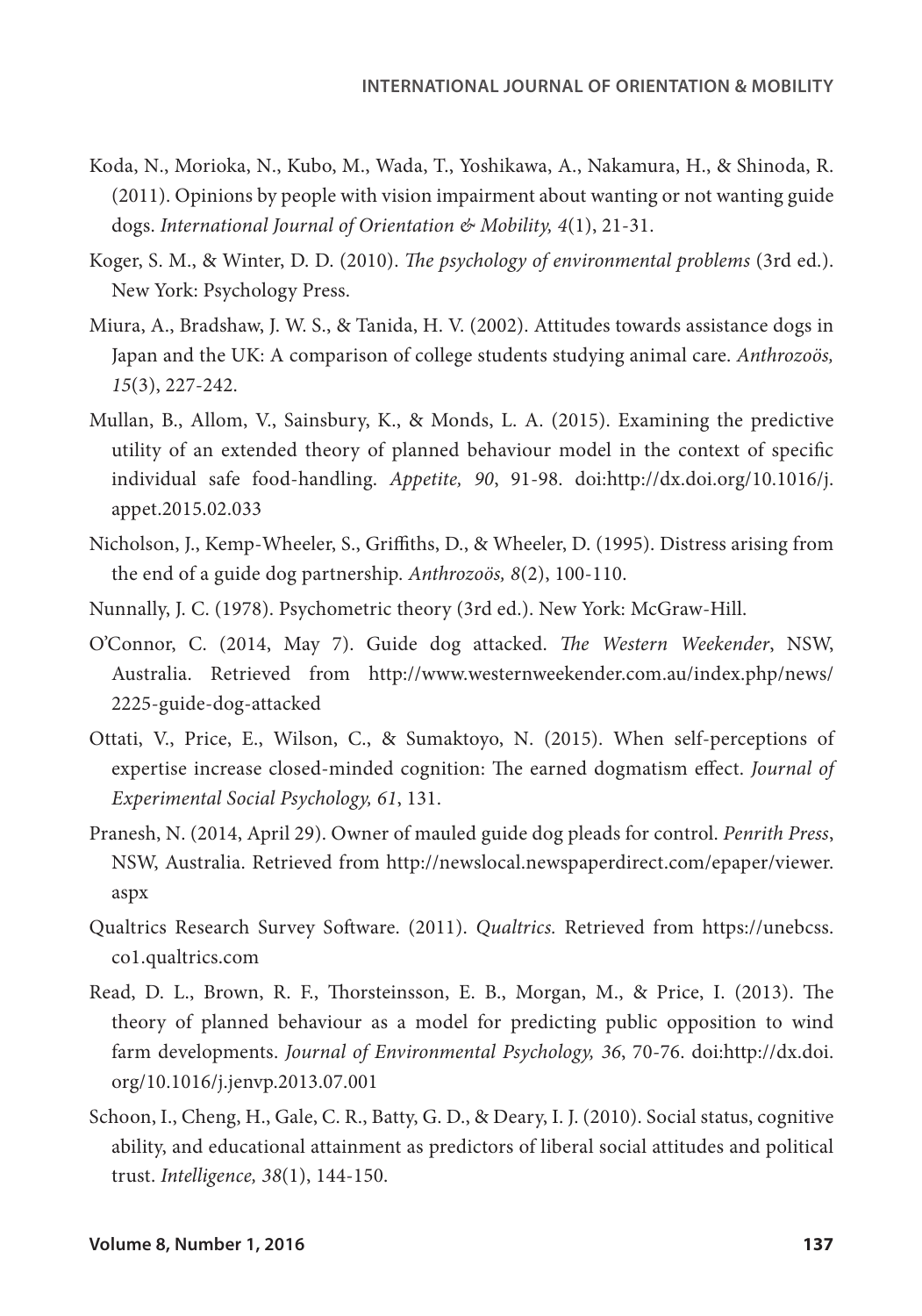Koda, N., Morioka, N., Kubo, M., Wada, T., Yoshikawa, A., Nakamura, H., & Shinoda, R. (2011). Opinions by people with vision impairment about wanting or not wanting guide dogs. *International Journal of Orientation & Mobility, 4*(1), 21-31.

Koger, S. M., & Winter, D. D. (2010). *The psychology of environmental problems* (3rd ed.). New York: Psychology Press.

Miura, A., Bradshaw, J. W. S., & Tanida, H. V. (2002). Attitudes towards assistance dogs in Japan and the UK: A comparison of college students studying animal care. *Anthrozoös, 15*(3), 227-242.

Mullan, B., Allom, V., Sainsbury, K., & Monds, L. A. (2015). Examining the predictive utility of an extended theory of planned behaviour model in the context of specific individual safe food-handling. *Appetite, 90*, 91-98. doi:http://dx.doi.org/10.1016/j.appet.2015.02.033

Nicholson, J., Kemp-Wheeler, S., Griffiths, D., & Wheeler, D. (1995). Distress arising from the end of a guide dog partnership. *Anthrozoös, 8*(2), 100-110.

Nunnally, J. C. (1978). Psychometric theory (3rd ed.). New York: McGraw-Hill.

O'Connor, C. (2014, May 7). Guide dog attacked. *The Western Weekender*, NSW, Australia. Retrieved from http://www.westernweekender.com.au/index.php/news/2225-guide-dog-attacked

Ottati, V., Price, E., Wilson, C., & Sumaktoyo, N. (2015). When self-perceptions of expertise increase closed-minded cognition: The earned dogmatism effect. *Journal of Experimental Social Psychology, 61*, 131.

Pranesh, N. (2014, April 29). Owner of mauled guide dog pleads for control. *Penrith Press*, NSW, Australia. Retrieved from http://newslocal.newspaperdirect.com/epaper/viewer.aspx

Qualtrics Research Survey Software. (2011). *Qualtrics.* Retrieved from https://unebcss.co1.qualtrics.com

Read, D. L., Brown, R. F., Thorsteinsson, E. B., Morgan, M., & Price, I. (2013). The theory of planned behaviour as a model for predicting public opposition to wind farm developments. *Journal of Environmental Psychology, 36*, 70-76. doi:http://dx.doi.org/10.1016/j.jenvp.2013.07.001

Schoon, I., Cheng, H., Gale, C. R., Batty, G. D., & Deary, I. J. (2010). Social status, cognitive ability, and educational attainment as predictors of liberal social attitudes and political trust. *Intelligence, 38*(1), 144-150.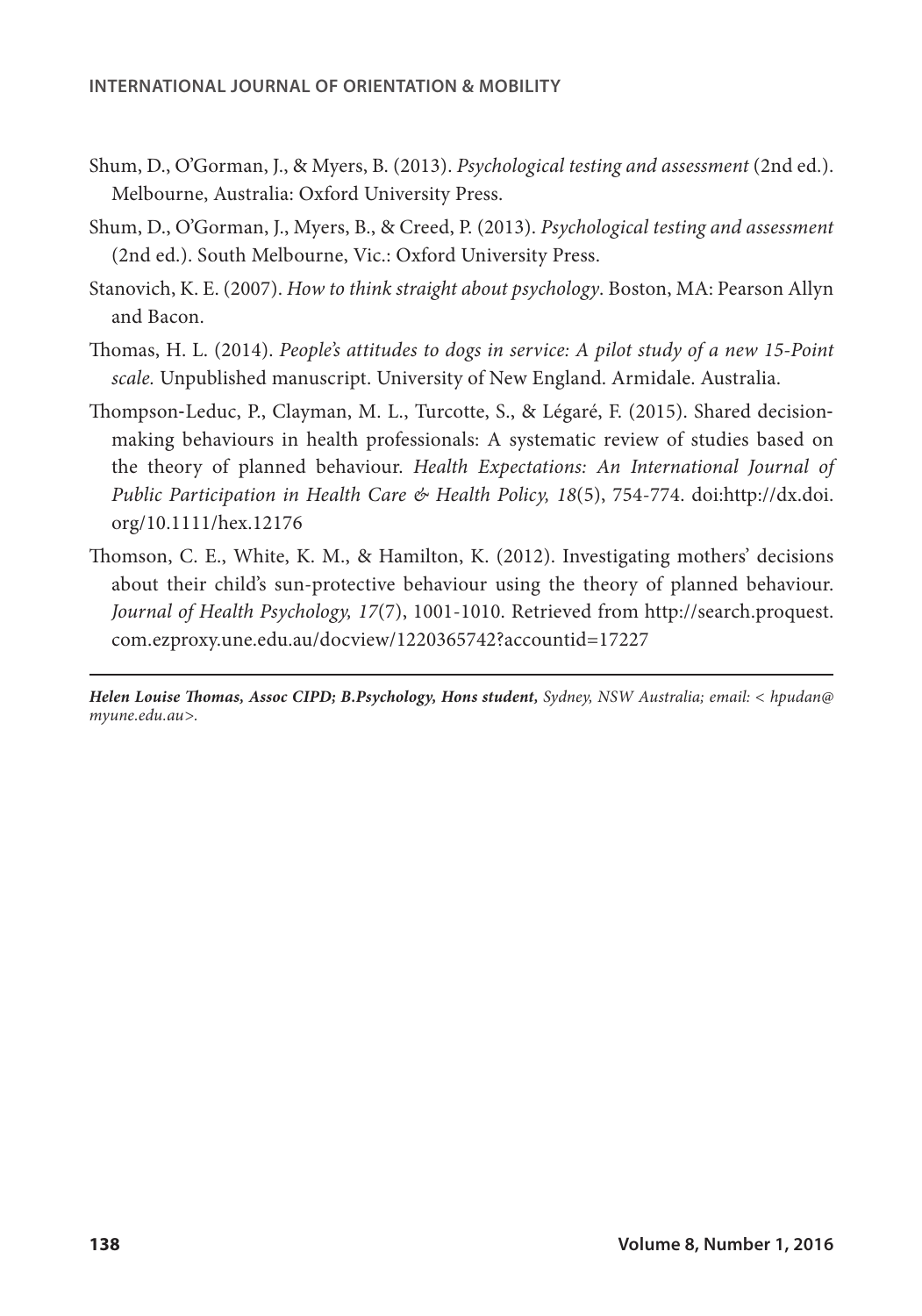Shum, D., O'Gorman, J., & Myers, B. (2013). *Psychological testing and assessment* (2nd ed.). Melbourne, Australia: Oxford University Press.

Shum, D., O'Gorman, J., Myers, B., & Creed, P. (2013). *Psychological testing and assessment* (2nd ed.). South Melbourne, Vic.: Oxford University Press.

Stanovich, K. E. (2007). *How to think straight about psychology*. Boston, MA: Pearson Allyn and Bacon.

Thomas, H. L. (2014). *People's attitudes to dogs in service: A pilot study of a new 15-Point scale.* Unpublished manuscript. University of New England. Armidale. Australia.

Thompson-Leduc, P., Clayman, M. L., Turcotte, S., & Légaré, F. (2015). Shared decision-making behaviours in health professionals: A systematic review of studies based on the theory of planned behaviour. *Health Expectations: An International Journal of Public Participation in Health Care & Health Policy, 18*(5), 754-774. doi:http://dx.doi.org/10.1111/hex.12176

Thomson, C. E., White, K. M., & Hamilton, K. (2012). Investigating mothers' decisions about their child's sun-protective behaviour using the theory of planned behaviour. *Journal of Health Psychology, 17*(7), 1001-1010. Retrieved from http://search.proquest.com.ezproxy.une.edu.au/docview/1220365742?accountid=17227

---

***Helen Louise Thomas, Assoc CIPD; B.Psychology, Hons student,*** *Sydney, NSW Australia; email: < hpudan@myune.edu.au>.*